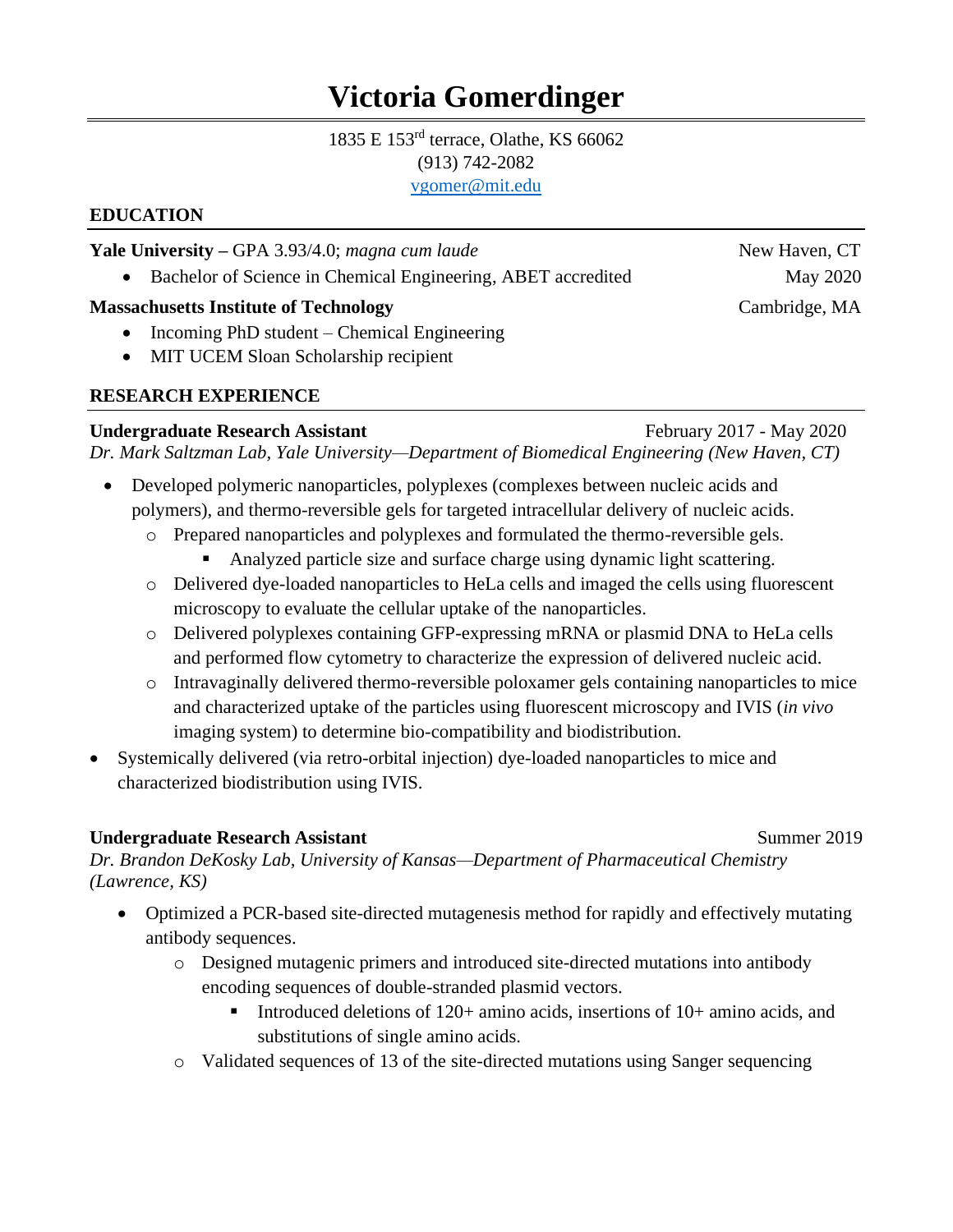# Victoria Gomerdinger

1835 E 153rd terrace, Olathe, KS 66062
(913) 742-2082
vgomer@mit.edu

## EDUCATION

**Yale University –** GPA 3.93/4.0; *magna cum laude* — New Haven, CT

- Bachelor of Science in Chemical Engineering, ABET accredited — May 2020

**Massachusetts Institute of Technology** — Cambridge, MA

- Incoming PhD student – Chemical Engineering
- MIT UCEM Sloan Scholarship recipient

## RESEARCH EXPERIENCE

**Undergraduate Research Assistant** — February 2017 - May 2020
*Dr. Mark Saltzman Lab, Yale University—Department of Biomedical Engineering (New Haven, CT)*

- Developed polymeric nanoparticles, polyplexes (complexes between nucleic acids and polymers), and thermo-reversible gels for targeted intracellular delivery of nucleic acids.
  - Prepared nanoparticles and polyplexes and formulated the thermo-reversible gels.
    - Analyzed particle size and surface charge using dynamic light scattering.
  - Delivered dye-loaded nanoparticles to HeLa cells and imaged the cells using fluorescent microscopy to evaluate the cellular uptake of the nanoparticles.
  - Delivered polyplexes containing GFP-expressing mRNA or plasmid DNA to HeLa cells and performed flow cytometry to characterize the expression of delivered nucleic acid.
  - Intravaginally delivered thermo-reversible poloxamer gels containing nanoparticles to mice and characterized uptake of the particles using fluorescent microscopy and IVIS (*in vivo* imaging system) to determine bio-compatibility and biodistribution.
- Systemically delivered (via retro-orbital injection) dye-loaded nanoparticles to mice and characterized biodistribution using IVIS.

**Undergraduate Research Assistant** — Summer 2019
*Dr. Brandon DeKosky Lab, University of Kansas—Department of Pharmaceutical Chemistry (Lawrence, KS)*

- Optimized a PCR-based site-directed mutagenesis method for rapidly and effectively mutating antibody sequences.
  - Designed mutagenic primers and introduced site-directed mutations into antibody encoding sequences of double-stranded plasmid vectors.
    - Introduced deletions of 120+ amino acids, insertions of 10+ amino acids, and substitutions of single amino acids.
  - Validated sequences of 13 of the site-directed mutations using Sanger sequencing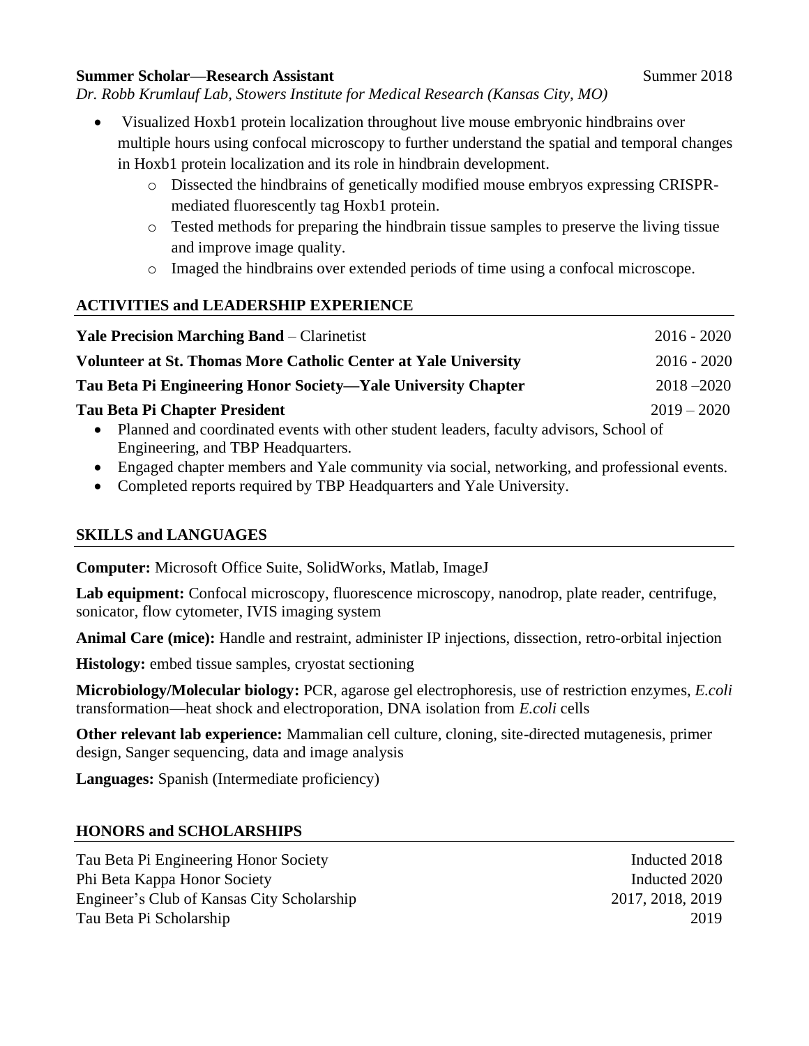**Summer Scholar—Research Assistant** Summer 2018

*Dr. Robb Krumlauf Lab, Stowers Institute for Medical Research (Kansas City, MO)*

- Visualized Hoxb1 protein localization throughout live mouse embryonic hindbrains over multiple hours using confocal microscopy to further understand the spatial and temporal changes in Hoxb1 protein localization and its role in hindbrain development.
    - Dissected the hindbrains of genetically modified mouse embryos expressing CRISPR-mediated fluorescently tag Hoxb1 protein.
    - Tested methods for preparing the hindbrain tissue samples to preserve the living tissue and improve image quality.
    - Imaged the hindbrains over extended periods of time using a confocal microscope.

## ACTIVITIES and LEADERSHIP EXPERIENCE

**Yale Precision Marching Band** – Clarinetist 2016 - 2020

**Volunteer at St. Thomas More Catholic Center at Yale University** 2016 - 2020

**Tau Beta Pi Engineering Honor Society—Yale University Chapter** 2018 –2020

**Tau Beta Pi Chapter President** 2019 – 2020

- Planned and coordinated events with other student leaders, faculty advisors, School of Engineering, and TBP Headquarters.
- Engaged chapter members and Yale community via social, networking, and professional events.
- Completed reports required by TBP Headquarters and Yale University.

## SKILLS and LANGUAGES

**Computer:** Microsoft Office Suite, SolidWorks, Matlab, ImageJ

**Lab equipment:** Confocal microscopy, fluorescence microscopy, nanodrop, plate reader, centrifuge, sonicator, flow cytometer, IVIS imaging system

**Animal Care (mice):** Handle and restraint, administer IP injections, dissection, retro-orbital injection

**Histology:** embed tissue samples, cryostat sectioning

**Microbiology/Molecular biology:** PCR, agarose gel electrophoresis, use of restriction enzymes, *E.coli* transformation—heat shock and electroporation, DNA isolation from *E.coli* cells

**Other relevant lab experience:** Mammalian cell culture, cloning, site-directed mutagenesis, primer design, Sanger sequencing, data and image analysis

**Languages:** Spanish (Intermediate proficiency)

## HONORS and SCHOLARSHIPS

Tau Beta Pi Engineering Honor Society Inducted 2018

Phi Beta Kappa Honor Society Inducted 2020

Engineer's Club of Kansas City Scholarship 2017, 2018, 2019

Tau Beta Pi Scholarship 2019